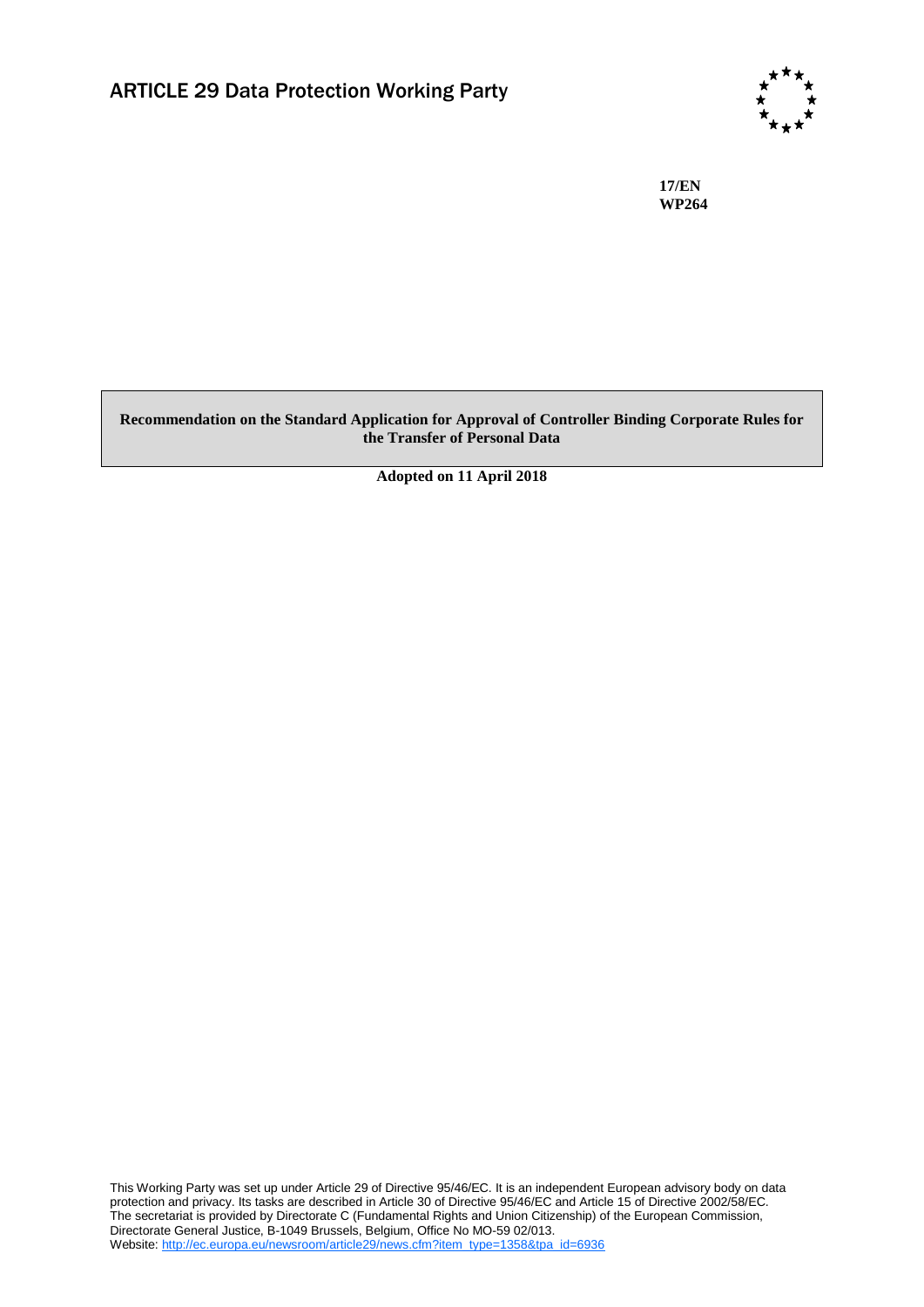# ARTICLE 29 Data Protection Working Party

**17/EN**
**WP264**

**Recommendation on the Standard Application for Approval of Controller Binding Corporate Rules for the Transfer of Personal Data**

**Adopted on 11 April 2018**

This Working Party was set up under Article 29 of Directive 95/46/EC. It is an independent European advisory body on data protection and privacy. Its tasks are described in Article 30 of Directive 95/46/EC and Article 15 of Directive 2002/58/EC.
The secretariat is provided by Directorate C (Fundamental Rights and Union Citizenship) of the European Commission, Directorate General Justice, B-1049 Brussels, Belgium, Office No MO-59 02/013.
Website: http://ec.europa.eu/newsroom/article29/news.cfm?item_type=1358&tpa_id=6936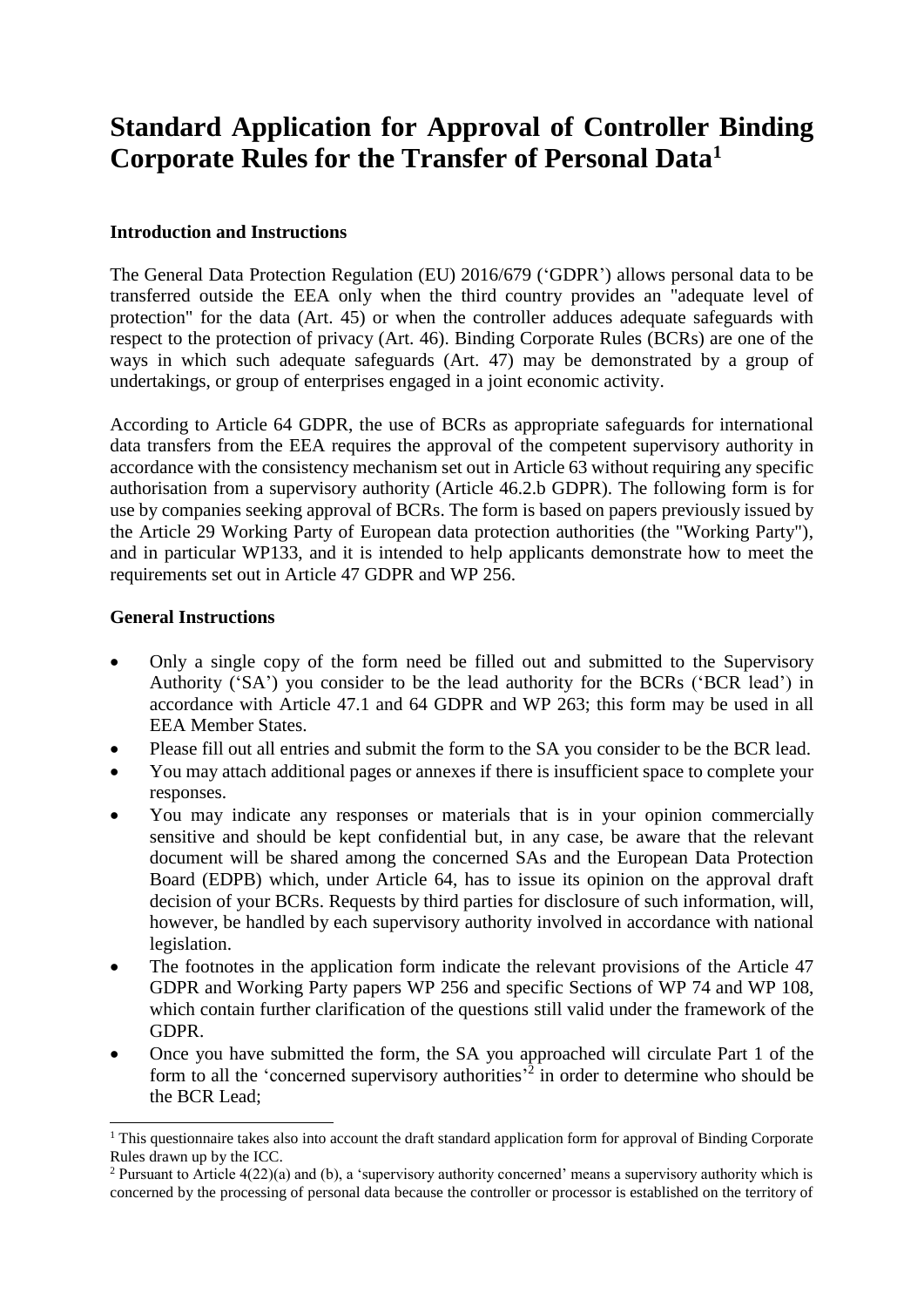# Standard Application for Approval of Controller Binding Corporate Rules for the Transfer of Personal Data[1]

### Introduction and Instructions

The General Data Protection Regulation (EU) 2016/679 ('GDPR') allows personal data to be transferred outside the EEA only when the third country provides an "adequate level of protection" for the data (Art. 45) or when the controller adduces adequate safeguards with respect to the protection of privacy (Art. 46). Binding Corporate Rules (BCRs) are one of the ways in which such adequate safeguards (Art. 47) may be demonstrated by a group of undertakings, or group of enterprises engaged in a joint economic activity.

According to Article 64 GDPR, the use of BCRs as appropriate safeguards for international data transfers from the EEA requires the approval of the competent supervisory authority in accordance with the consistency mechanism set out in Article 63 without requiring any specific authorisation from a supervisory authority (Article 46.2.b GDPR). The following form is for use by companies seeking approval of BCRs. The form is based on papers previously issued by the Article 29 Working Party of European data protection authorities (the "Working Party"), and in particular WP133, and it is intended to help applicants demonstrate how to meet the requirements set out in Article 47 GDPR and WP 256.

### General Instructions

- Only a single copy of the form need be filled out and submitted to the Supervisory Authority ('SA') you consider to be the lead authority for the BCRs ('BCR lead') in accordance with Article 47.1 and 64 GDPR and WP 263; this form may be used in all EEA Member States.
- Please fill out all entries and submit the form to the SA you consider to be the BCR lead.
- You may attach additional pages or annexes if there is insufficient space to complete your responses.
- You may indicate any responses or materials that is in your opinion commercially sensitive and should be kept confidential but, in any case, be aware that the relevant document will be shared among the concerned SAs and the European Data Protection Board (EDPB) which, under Article 64, has to issue its opinion on the approval draft decision of your BCRs. Requests by third parties for disclosure of such information, will, however, be handled by each supervisory authority involved in accordance with national legislation.
- The footnotes in the application form indicate the relevant provisions of the Article 47 GDPR and Working Party papers WP 256 and specific Sections of WP 74 and WP 108, which contain further clarification of the questions still valid under the framework of the GDPR.
- Once you have submitted the form, the SA you approached will circulate Part 1 of the form to all the 'concerned supervisory authorities'[2] in order to determine who should be the BCR Lead;

[1] This questionnaire takes also into account the draft standard application form for approval of Binding Corporate Rules drawn up by the ICC.

[2] Pursuant to Article 4(22)(a) and (b), a 'supervisory authority concerned' means a supervisory authority which is concerned by the processing of personal data because the controller or processor is established on the territory of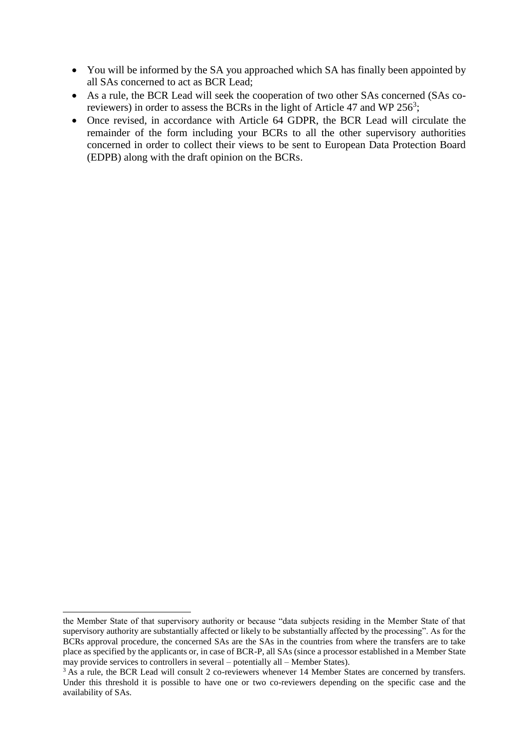- You will be informed by the SA you approached which SA has finally been appointed by all SAs concerned to act as BCR Lead;
- As a rule, the BCR Lead will seek the cooperation of two other SAs concerned (SAs co-reviewers) in order to assess the BCRs in the light of Article 47 and WP 256[3];
- Once revised, in accordance with Article 64 GDPR, the BCR Lead will circulate the remainder of the form including your BCRs to all the other supervisory authorities concerned in order to collect their views to be sent to European Data Protection Board (EDPB) along with the draft opinion on the BCRs.

---

the Member State of that supervisory authority or because "data subjects residing in the Member State of that supervisory authority are substantially affected or likely to be substantially affected by the processing". As for the BCRs approval procedure, the concerned SAs are the SAs in the countries from where the transfers are to take place as specified by the applicants or, in case of BCR-P, all SAs (since a processor established in a Member State may provide services to controllers in several – potentially all – Member States).

[3] As a rule, the BCR Lead will consult 2 co-reviewers whenever 14 Member States are concerned by transfers. Under this threshold it is possible to have one or two co-reviewers depending on the specific case and the availability of SAs.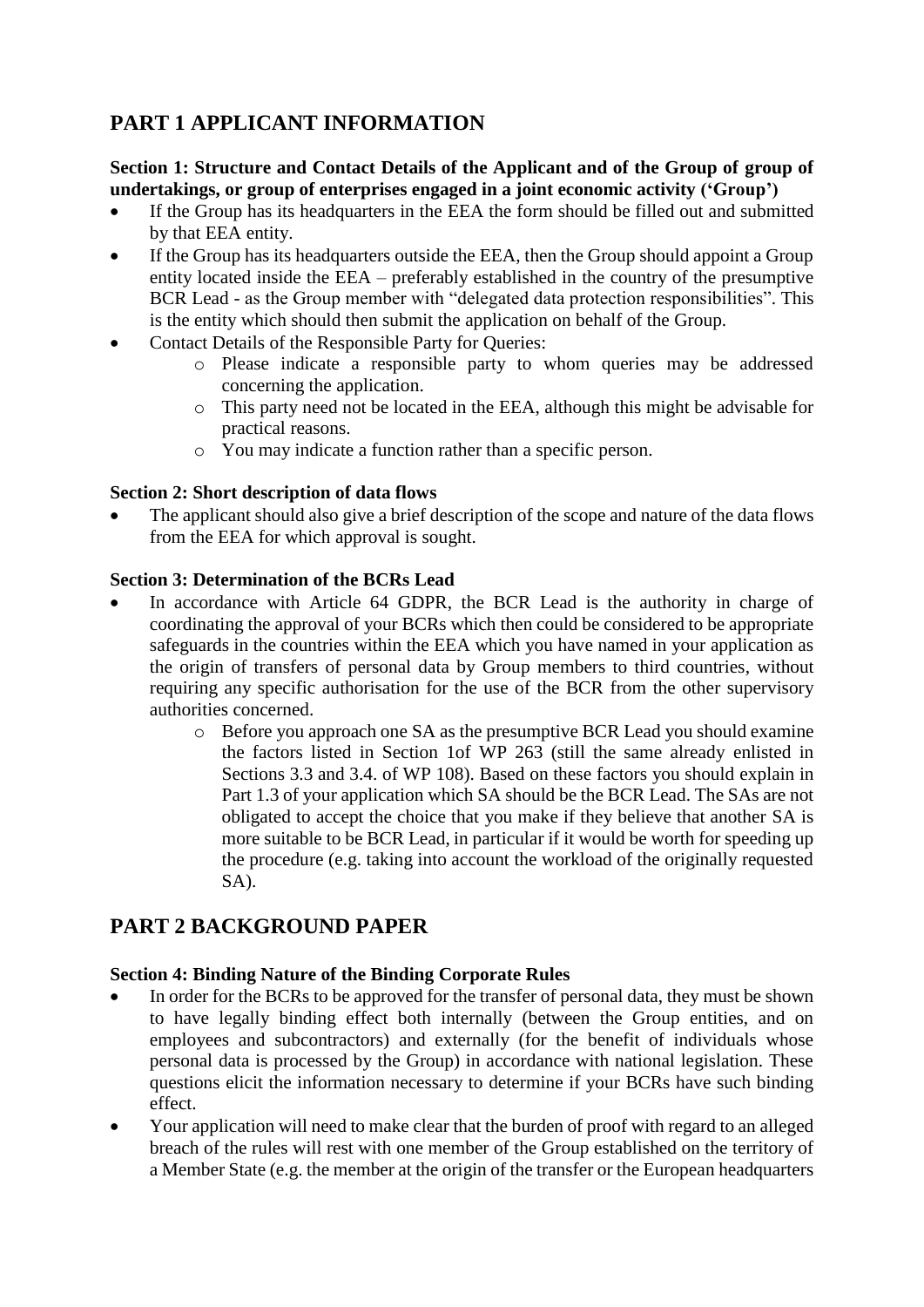## PART 1 APPLICANT INFORMATION

**Section 1: Structure and Contact Details of the Applicant and of the Group of group of undertakings, or group of enterprises engaged in a joint economic activity ('Group')**

- If the Group has its headquarters in the EEA the form should be filled out and submitted by that EEA entity.
- If the Group has its headquarters outside the EEA, then the Group should appoint a Group entity located inside the EEA – preferably established in the country of the presumptive BCR Lead - as the Group member with "delegated data protection responsibilities". This is the entity which should then submit the application on behalf of the Group.
- Contact Details of the Responsible Party for Queries:
    - Please indicate a responsible party to whom queries may be addressed concerning the application.
    - This party need not be located in the EEA, although this might be advisable for practical reasons.
    - You may indicate a function rather than a specific person.

**Section 2: Short description of data flows**

- The applicant should also give a brief description of the scope and nature of the data flows from the EEA for which approval is sought.

**Section 3: Determination of the BCRs Lead**

- In accordance with Article 64 GDPR, the BCR Lead is the authority in charge of coordinating the approval of your BCRs which then could be considered to be appropriate safeguards in the countries within the EEA which you have named in your application as the origin of transfers of personal data by Group members to third countries, without requiring any specific authorisation for the use of the BCR from the other supervisory authorities concerned.
    - Before you approach one SA as the presumptive BCR Lead you should examine the factors listed in Section 1of WP 263 (still the same already enlisted in Sections 3.3 and 3.4. of WP 108). Based on these factors you should explain in Part 1.3 of your application which SA should be the BCR Lead. The SAs are not obligated to accept the choice that you make if they believe that another SA is more suitable to be BCR Lead, in particular if it would be worth for speeding up the procedure (e.g. taking into account the workload of the originally requested SA).

## PART 2 BACKGROUND PAPER

**Section 4: Binding Nature of the Binding Corporate Rules**

- In order for the BCRs to be approved for the transfer of personal data, they must be shown to have legally binding effect both internally (between the Group entities, and on employees and subcontractors) and externally (for the benefit of individuals whose personal data is processed by the Group) in accordance with national legislation. These questions elicit the information necessary to determine if your BCRs have such binding effect.
- Your application will need to make clear that the burden of proof with regard to an alleged breach of the rules will rest with one member of the Group established on the territory of a Member State (e.g. the member at the origin of the transfer or the European headquarters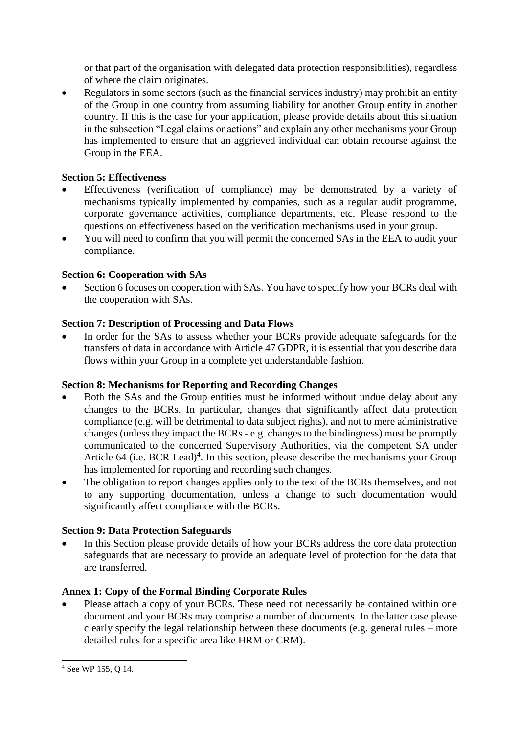or that part of the organisation with delegated data protection responsibilities), regardless of where the claim originates.

- Regulators in some sectors (such as the financial services industry) may prohibit an entity of the Group in one country from assuming liability for another Group entity in another country. If this is the case for your application, please provide details about this situation in the subsection "Legal claims or actions" and explain any other mechanisms your Group has implemented to ensure that an aggrieved individual can obtain recourse against the Group in the EEA.

**Section 5: Effectiveness**

- Effectiveness (verification of compliance) may be demonstrated by a variety of mechanisms typically implemented by companies, such as a regular audit programme, corporate governance activities, compliance departments, etc. Please respond to the questions on effectiveness based on the verification mechanisms used in your group.
- You will need to confirm that you will permit the concerned SAs in the EEA to audit your compliance.

**Section 6: Cooperation with SAs**

- Section 6 focuses on cooperation with SAs. You have to specify how your BCRs deal with the cooperation with SAs.

**Section 7: Description of Processing and Data Flows**

- In order for the SAs to assess whether your BCRs provide adequate safeguards for the transfers of data in accordance with Article 47 GDPR, it is essential that you describe data flows within your Group in a complete yet understandable fashion.

**Section 8: Mechanisms for Reporting and Recording Changes**

- Both the SAs and the Group entities must be informed without undue delay about any changes to the BCRs. In particular, changes that significantly affect data protection compliance (e.g. will be detrimental to data subject rights), and not to mere administrative changes (unless they impact the BCRs - e.g. changes to the bindingness) must be promptly communicated to the concerned Supervisory Authorities, via the competent SA under Article 64 (i.e. BCR Lead)[4]. In this section, please describe the mechanisms your Group has implemented for reporting and recording such changes.
- The obligation to report changes applies only to the text of the BCRs themselves, and not to any supporting documentation, unless a change to such documentation would significantly affect compliance with the BCRs.

**Section 9: Data Protection Safeguards**

- In this Section please provide details of how your BCRs address the core data protection safeguards that are necessary to provide an adequate level of protection for the data that are transferred.

**Annex 1: Copy of the Formal Binding Corporate Rules**

- Please attach a copy of your BCRs. These need not necessarily be contained within one document and your BCRs may comprise a number of documents. In the latter case please clearly specify the legal relationship between these documents (e.g. general rules – more detailed rules for a specific area like HRM or CRM).

[4] See WP 155, Q 14.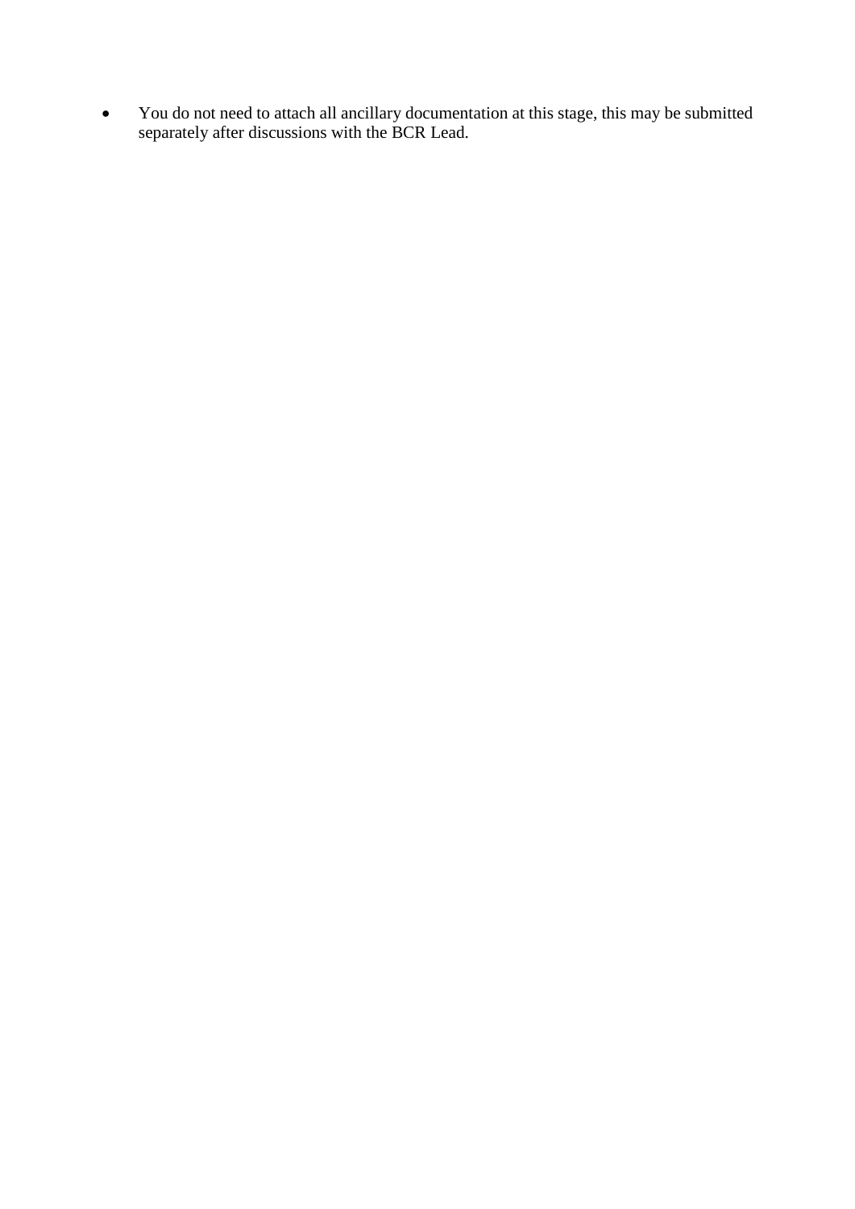- You do not need to attach all ancillary documentation at this stage, this may be submitted separately after discussions with the BCR Lead.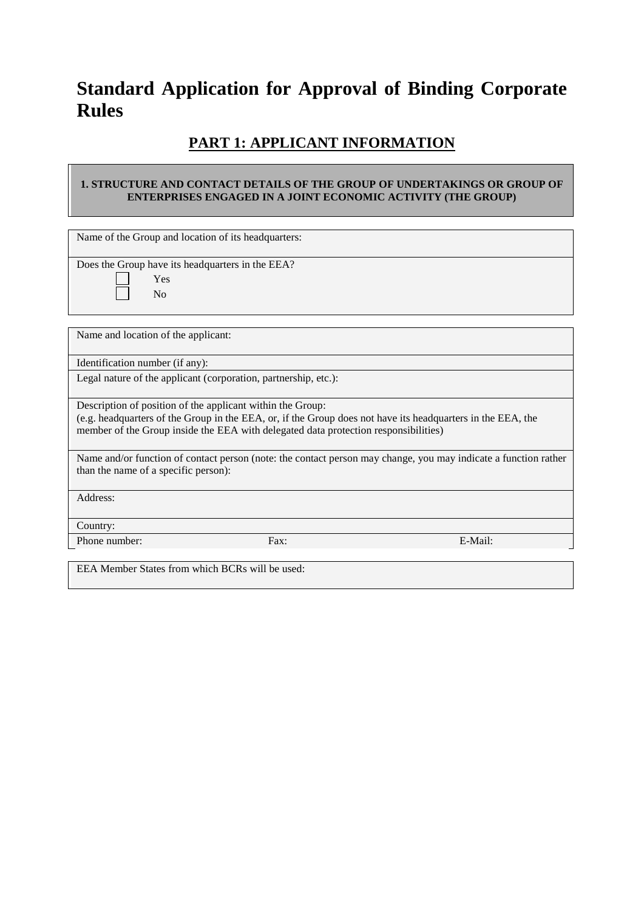# Standard Application for Approval of Binding Corporate Rules

## PART 1: APPLICANT INFORMATION

**1. STRUCTURE AND CONTACT DETAILS OF THE GROUP OF UNDERTAKINGS OR GROUP OF ENTERPRISES ENGAGED IN A JOINT ECONOMIC ACTIVITY (THE GROUP)**

Name of the Group and location of its headquarters:

Does the Group have its headquarters in the EEA?

- ☐ Yes
- ☐ No

Name and location of the applicant:

Identification number (if any):

Legal nature of the applicant (corporation, partnership, etc.):

Description of position of the applicant within the Group:
(e.g. headquarters of the Group in the EEA, or, if the Group does not have its headquarters in the EEA, the member of the Group inside the EEA with delegated data protection responsibilities)

Name and/or function of contact person (note: the contact person may change, you may indicate a function rather than the name of a specific person):

Address:

Country:

| Phone number: | Fax: | E-Mail: |
|---|---|---|

EEA Member States from which BCRs will be used: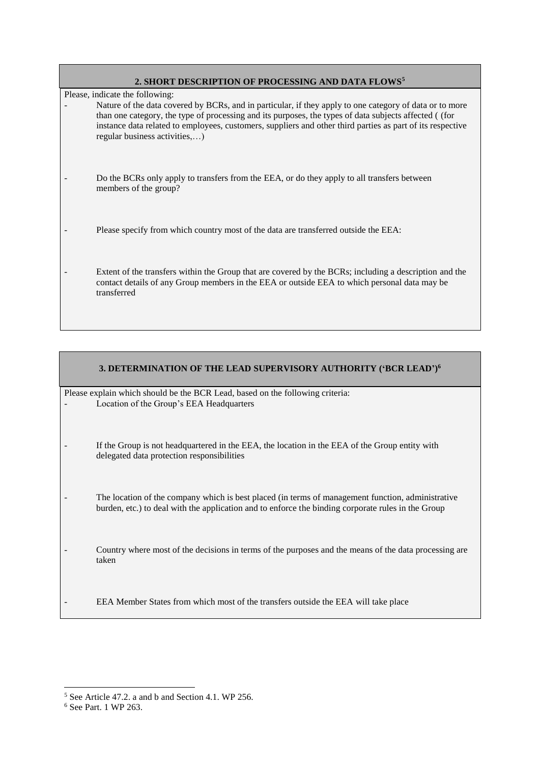## 2. SHORT DESCRIPTION OF PROCESSING AND DATA FLOWS[5]

Please, indicate the following:

- Nature of the data covered by BCRs, and in particular, if they apply to one category of data or to more than one category, the type of processing and its purposes, the types of data subjects affected ( (for instance data related to employees, customers, suppliers and other third parties as part of its respective regular business activities,…)

- Do the BCRs only apply to transfers from the EEA, or do they apply to all transfers between members of the group?

- Please specify from which country most of the data are transferred outside the EEA:

- Extent of the transfers within the Group that are covered by the BCRs; including a description and the contact details of any Group members in the EEA or outside EEA to which personal data may be transferred

## 3. DETERMINATION OF THE LEAD SUPERVISORY AUTHORITY ('BCR LEAD')[6]

Please explain which should be the BCR Lead, based on the following criteria:

- Location of the Group's EEA Headquarters

- If the Group is not headquartered in the EEA, the location in the EEA of the Group entity with delegated data protection responsibilities

- The location of the company which is best placed (in terms of management function, administrative burden, etc.) to deal with the application and to enforce the binding corporate rules in the Group

- Country where most of the decisions in terms of the purposes and the means of the data processing are taken

- EEA Member States from which most of the transfers outside the EEA will take place

---

[5] See Article 47.2. a and b and Section 4.1. WP 256.

[6] See Part. 1 WP 263.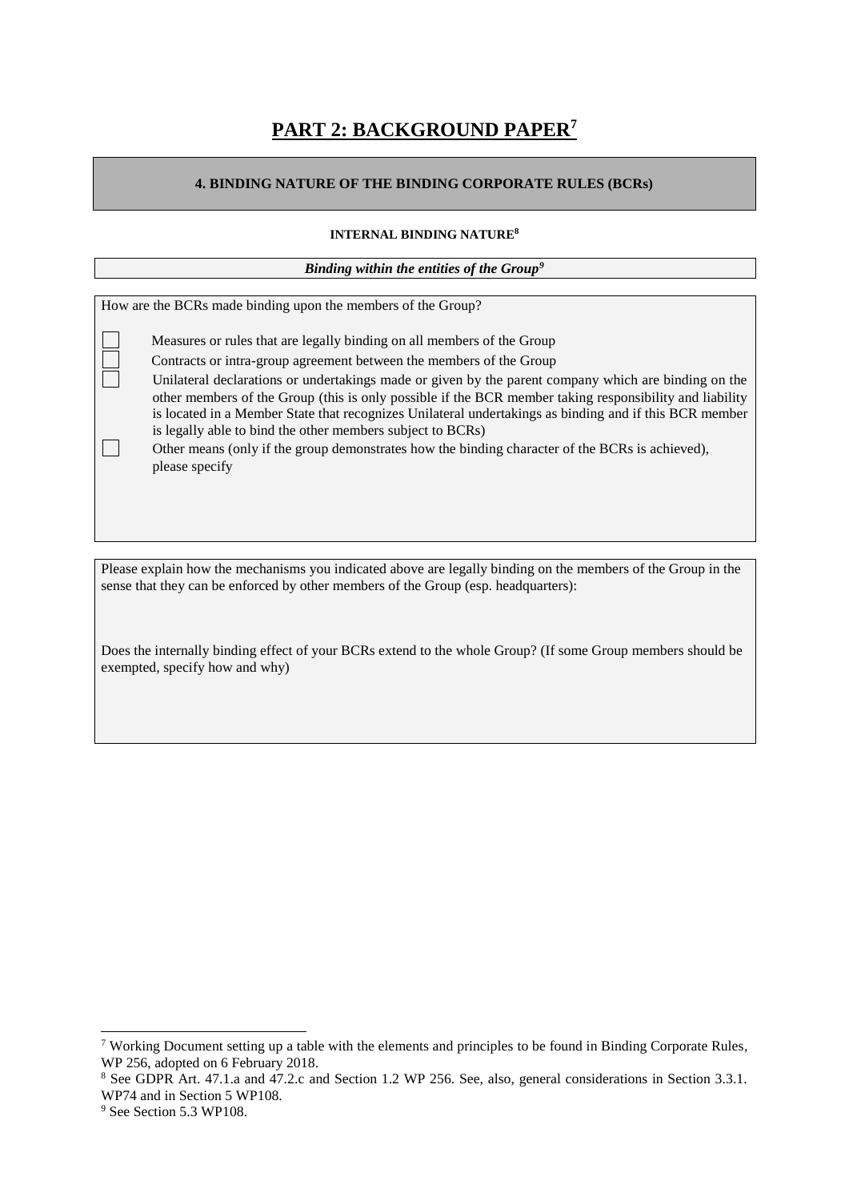# PART 2: BACKGROUND PAPER[7]

## 4. BINDING NATURE OF THE BINDING CORPORATE RULES (BCRs)

### INTERNAL BINDING NATURE[8]

***Binding within the entities of the Group[9]***

How are the BCRs made binding upon the members of the Group?

- ☐ Measures or rules that are legally binding on all members of the Group
- ☐ Contracts or intra-group agreement between the members of the Group
- ☐ Unilateral declarations or undertakings made or given by the parent company which are binding on the other members of the Group (this is only possible if the BCR member taking responsibility and liability is located in a Member State that recognizes Unilateral undertakings as binding and if this BCR member is legally able to bind the other members subject to BCRs)
- ☐ Other means (only if the group demonstrates how the binding character of the BCRs is achieved), please specify

Please explain how the mechanisms you indicated above are legally binding on the members of the Group in the sense that they can be enforced by other members of the Group (esp. headquarters):

Does the internally binding effect of your BCRs extend to the whole Group? (If some Group members should be exempted, specify how and why)

---

[7] Working Document setting up a table with the elements and principles to be found in Binding Corporate Rules, WP 256, adopted on 6 February 2018.

[8] See GDPR Art. 47.1.a and 47.2.c and Section 1.2 WP 256. See, also, general considerations in Section 3.3.1. WP74 and in Section 5 WP108.

[9] See Section 5.3 WP108.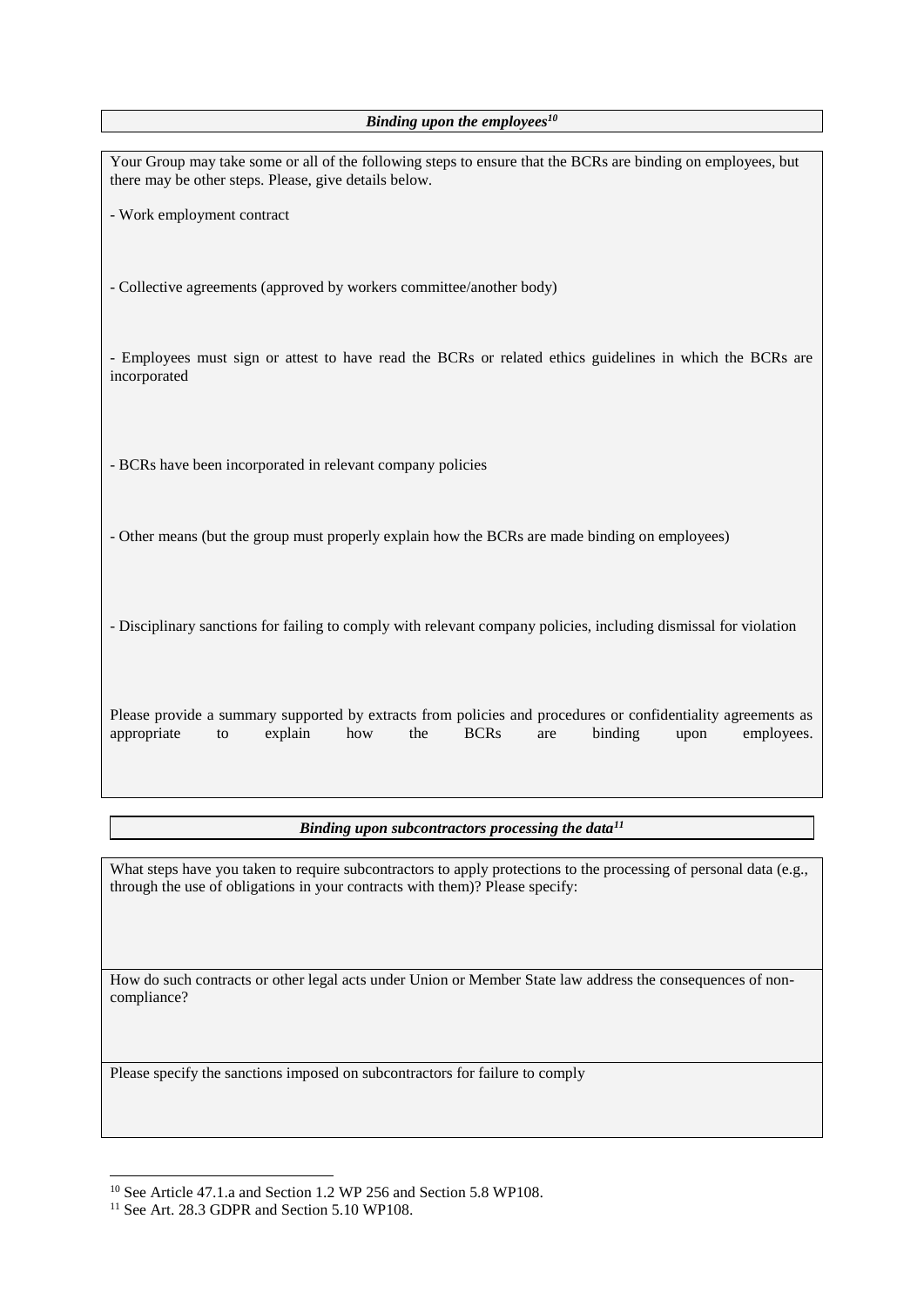***Binding upon the employees[10]***

Your Group may take some or all of the following steps to ensure that the BCRs are binding on employees, but there may be other steps. Please, give details below.

- Work employment contract

- Collective agreements (approved by workers committee/another body)

- Employees must sign or attest to have read the BCRs or related ethics guidelines in which the BCRs are incorporated

- BCRs have been incorporated in relevant company policies

- Other means (but the group must properly explain how the BCRs are made binding on employees)

- Disciplinary sanctions for failing to comply with relevant company policies, including dismissal for violation

Please provide a summary supported by extracts from policies and procedures or confidentiality agreements as appropriate to explain how the BCRs are binding upon employees.

***Binding upon subcontractors processing the data[11]***

What steps have you taken to require subcontractors to apply protections to the processing of personal data (e.g., through the use of obligations in your contracts with them)? Please specify:

How do such contracts or other legal acts under Union or Member State law address the consequences of non-compliance?

Please specify the sanctions imposed on subcontractors for failure to comply

[10] See Article 47.1.a and Section 1.2 WP 256 and Section 5.8 WP108.

[11] See Art. 28.3 GDPR and Section 5.10 WP108.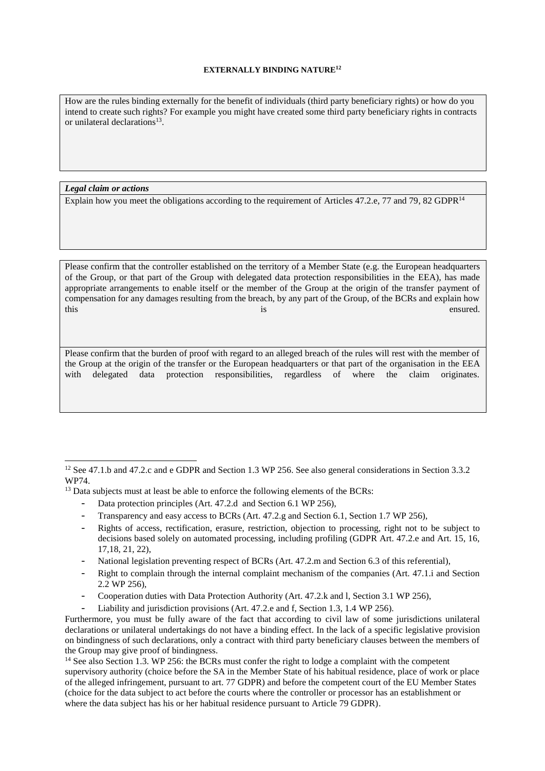**EXTERNALLY BINDING NATURE[12]**

How are the rules binding externally for the benefit of individuals (third party beneficiary rights) or how do you intend to create such rights? For example you might have created some third party beneficiary rights in contracts or unilateral declarations[13].

***Legal claim or actions***

Explain how you meet the obligations according to the requirement of Articles 47.2.e, 77 and 79, 82 GDPR[14]

Please confirm that the controller established on the territory of a Member State (e.g. the European headquarters of the Group, or that part of the Group with delegated data protection responsibilities in the EEA), has made appropriate arrangements to enable itself or the member of the Group at the origin of the transfer payment of compensation for any damages resulting from the breach, by any part of the Group, of the BCRs and explain how this is ensured.

Please confirm that the burden of proof with regard to an alleged breach of the rules will rest with the member of the Group at the origin of the transfer or the European headquarters or that part of the organisation in the EEA with delegated data protection responsibilities, regardless of where the claim originates.

---

[12] See 47.1.b and 47.2.c and e GDPR and Section 1.3 WP 256. See also general considerations in Section 3.3.2 WP74.

[13] Data subjects must at least be able to enforce the following elements of the BCRs:

- Data protection principles (Art. 47.2.d and Section 6.1 WP 256),
- Transparency and easy access to BCRs (Art. 47.2.g and Section 6.1, Section 1.7 WP 256),
- Rights of access, rectification, erasure, restriction, objection to processing, right not to be subject to decisions based solely on automated processing, including profiling (GDPR Art. 47.2.e and Art. 15, 16, 17,18, 21, 22),
- National legislation preventing respect of BCRs (Art. 47.2.m and Section 6.3 of this referential),
- Right to complain through the internal complaint mechanism of the companies (Art. 47.1.i and Section 2.2 WP 256),
- Cooperation duties with Data Protection Authority (Art. 47.2.k and l, Section 3.1 WP 256),
- Liability and jurisdiction provisions (Art. 47.2.e and f, Section 1.3, 1.4 WP 256).

Furthermore, you must be fully aware of the fact that according to civil law of some jurisdictions unilateral declarations or unilateral undertakings do not have a binding effect. In the lack of a specific legislative provision on bindingness of such declarations, only a contract with third party beneficiary clauses between the members of the Group may give proof of bindingness.

[14] See also Section 1.3. WP 256: the BCRs must confer the right to lodge a complaint with the competent supervisory authority (choice before the SA in the Member State of his habitual residence, place of work or place of the alleged infringement, pursuant to art. 77 GDPR) and before the competent court of the EU Member States (choice for the data subject to act before the courts where the controller or processor has an establishment or where the data subject has his or her habitual residence pursuant to Article 79 GDPR).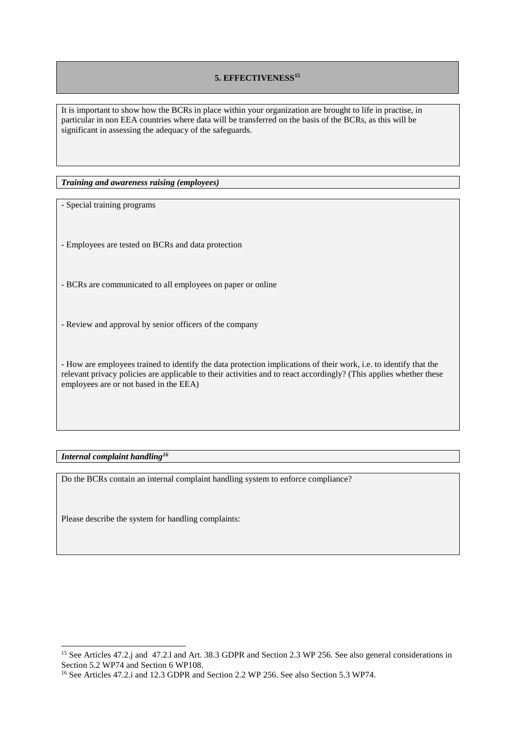## 5. EFFECTIVENESS[15]

It is important to show how the BCRs in place within your organization are brought to life in practise, in particular in non EEA countries where data will be transferred on the basis of the BCRs, as this will be significant in assessing the adequacy of the safeguards.

***Training and awareness raising (employees)***

- Special training programs

- Employees are tested on BCRs and data protection

- BCRs are communicated to all employees on paper or online

- Review and approval by senior officers of the company

- How are employees trained to identify the data protection implications of their work, i.e. to identify that the relevant privacy policies are applicable to their activities and to react accordingly? (This applies whether these employees are or not based in the EEA)

***Internal complaint handling[16]***

Do the BCRs contain an internal complaint handling system to enforce compliance?

Please describe the system for handling complaints:

---

[15] See Articles 47.2.j and 47.2.l and Art. 38.3 GDPR and Section 2.3 WP 256. See also general considerations in Section 5.2 WP74 and Section 6 WP108.

[16] See Articles 47.2.i and 12.3 GDPR and Section 2.2 WP 256. See also Section 5.3 WP74.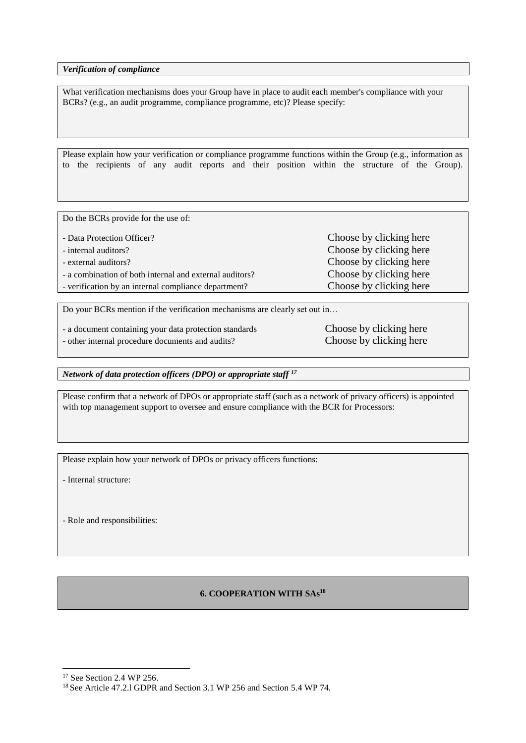***Verification of compliance***

What verification mechanisms does your Group have in place to audit each member's compliance with your BCRs? (e.g., an audit programme, compliance programme, etc)? Please specify:

Please explain how your verification or compliance programme functions within the Group (e.g., information as to the recipients of any audit reports and their position within the structure of the Group).

Do the BCRs provide for the use of:

| | |
|---|---|
| - Data Protection Officer? | Choose by clicking here |
| - internal auditors? | Choose by clicking here |
| - external auditors? | Choose by clicking here |
| - a combination of both internal and external auditors? | Choose by clicking here |
| - verification by an internal compliance department? | Choose by clicking here |

Do your BCRs mention if the verification mechanisms are clearly set out in…

| | |
|---|---|
| - a document containing your data protection standards | Choose by clicking here |
| - other internal procedure documents and audits? | Choose by clicking here |

***Network of data protection officers (DPO) or appropriate staff*** [17]

Please confirm that a network of DPOs or appropriate staff (such as a network of privacy officers) is appointed with top management support to oversee and ensure compliance with the BCR for Processors:

Please explain how your network of DPOs or privacy officers functions:

- Internal structure:

- Role and responsibilities:

## 6. COOPERATION WITH SAs[18]

[17] See Section 2.4 WP 256.

[18] See Article 47.2.l GDPR and Section 3.1 WP 256 and Section 5.4 WP 74.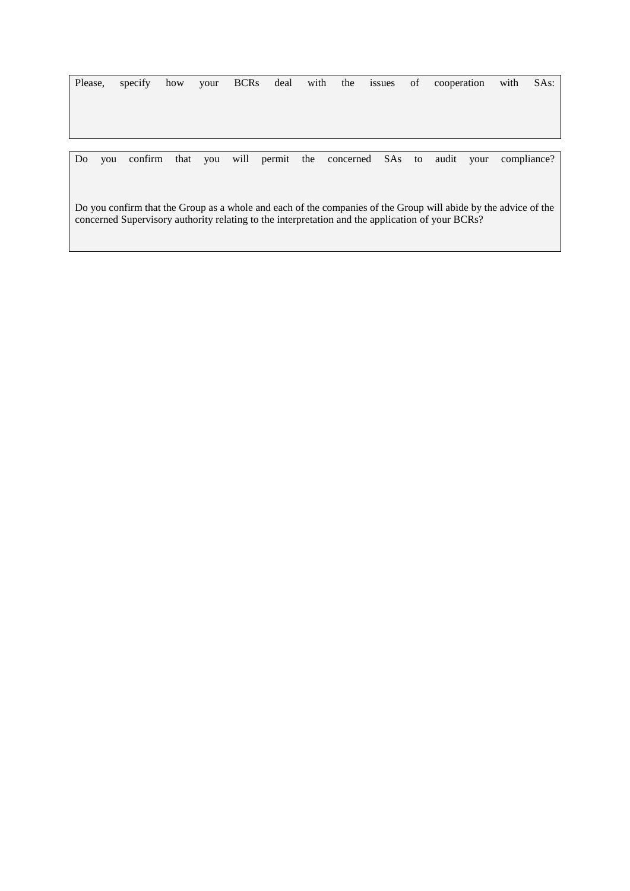Please, specify how your BCRs deal with the issues of cooperation with SAs:

Do you confirm that you will permit the concerned SAs to audit your compliance?

Do you confirm that the Group as a whole and each of the companies of the Group will abide by the advice of the concerned Supervisory authority relating to the interpretation and the application of your BCRs?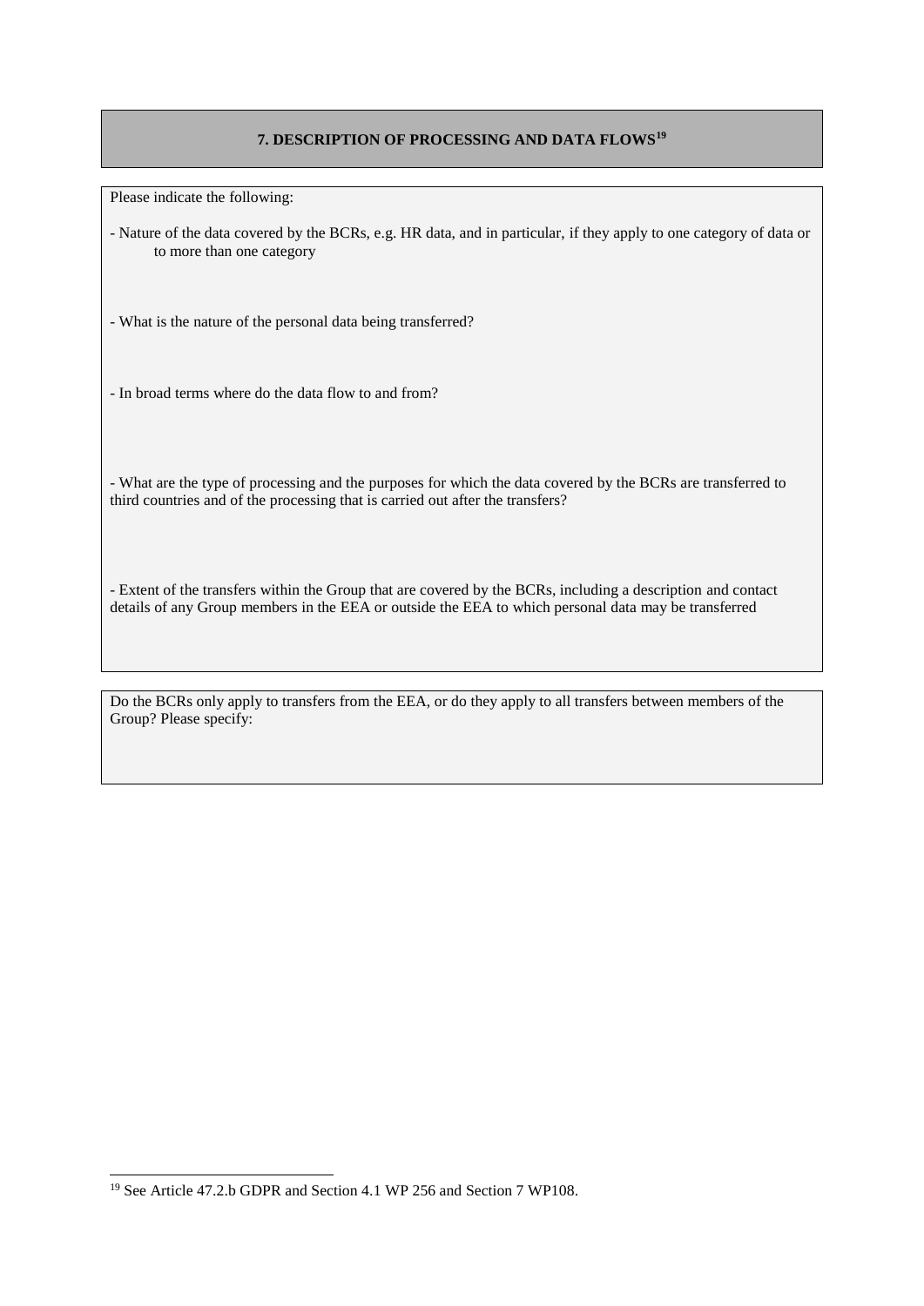## 7. DESCRIPTION OF PROCESSING AND DATA FLOWS[19]

Please indicate the following:

- Nature of the data covered by the BCRs, e.g. HR data, and in particular, if they apply to one category of data or to more than one category

- What is the nature of the personal data being transferred?

- In broad terms where do the data flow to and from?

- What are the type of processing and the purposes for which the data covered by the BCRs are transferred to third countries and of the processing that is carried out after the transfers?

- Extent of the transfers within the Group that are covered by the BCRs, including a description and contact details of any Group members in the EEA or outside the EEA to which personal data may be transferred

Do the BCRs only apply to transfers from the EEA, or do they apply to all transfers between members of the Group? Please specify:

[19] See Article 47.2.b GDPR and Section 4.1 WP 256 and Section 7 WP108.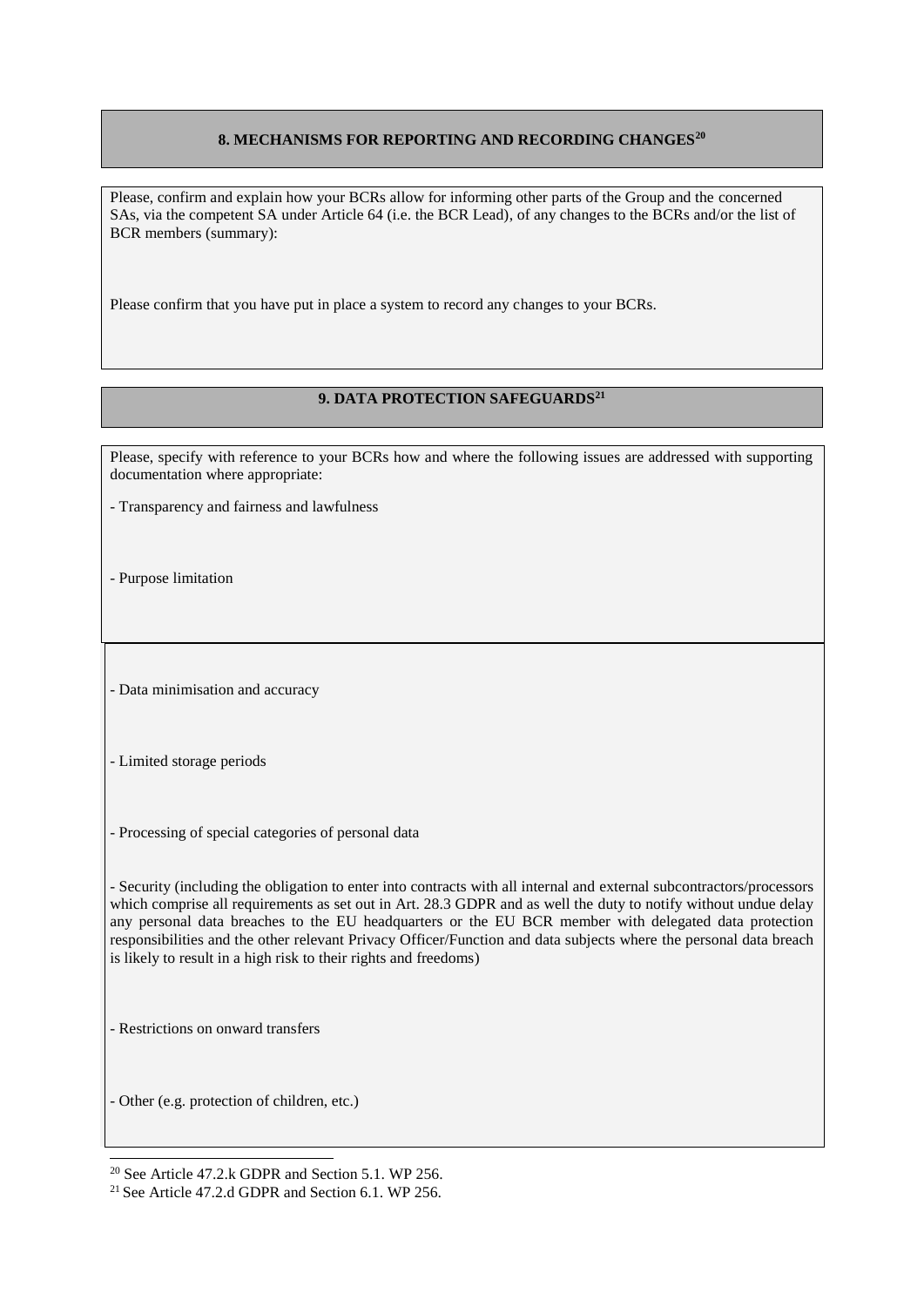## 8. MECHANISMS FOR REPORTING AND RECORDING CHANGES[20]

Please, confirm and explain how your BCRs allow for informing other parts of the Group and the concerned SAs, via the competent SA under Article 64 (i.e. the BCR Lead), of any changes to the BCRs and/or the list of BCR members (summary):

Please confirm that you have put in place a system to record any changes to your BCRs.

## 9. DATA PROTECTION SAFEGUARDS[21]

Please, specify with reference to your BCRs how and where the following issues are addressed with supporting documentation where appropriate:

- Transparency and fairness and lawfulness

- Purpose limitation

- Data minimisation and accuracy

- Limited storage periods

- Processing of special categories of personal data

- Security (including the obligation to enter into contracts with all internal and external subcontractors/processors which comprise all requirements as set out in Art. 28.3 GDPR and as well the duty to notify without undue delay any personal data breaches to the EU headquarters or the EU BCR member with delegated data protection responsibilities and the other relevant Privacy Officer/Function and data subjects where the personal data breach is likely to result in a high risk to their rights and freedoms)

- Restrictions on onward transfers

- Other (e.g. protection of children, etc.)

---

[20] See Article 47.2.k GDPR and Section 5.1. WP 256.

[21] See Article 47.2.d GDPR and Section 6.1. WP 256.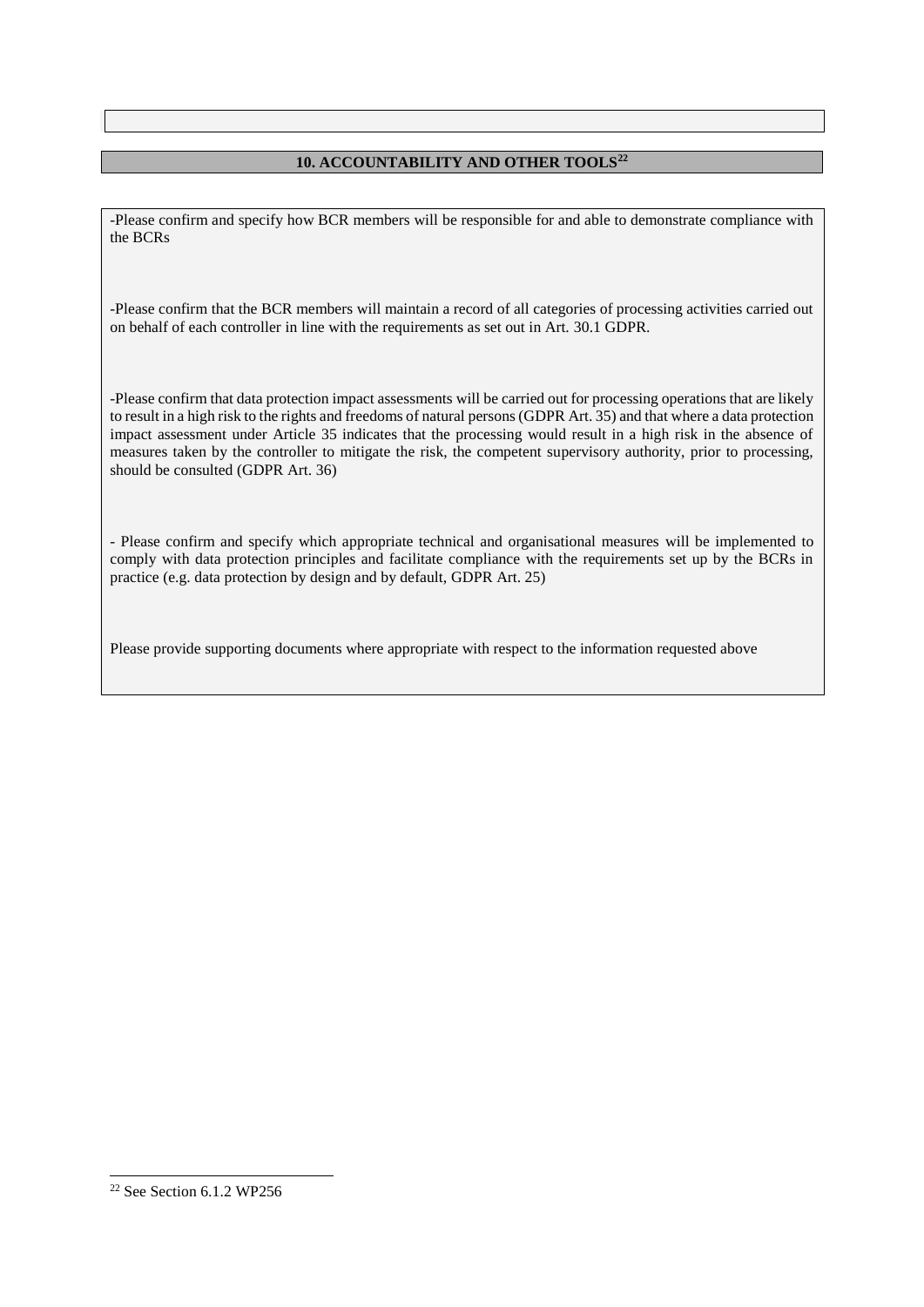## 10. ACCOUNTABILITY AND OTHER TOOLS[22]

-Please confirm and specify how BCR members will be responsible for and able to demonstrate compliance with the BCRs

-Please confirm that the BCR members will maintain a record of all categories of processing activities carried out on behalf of each controller in line with the requirements as set out in Art. 30.1 GDPR.

-Please confirm that data protection impact assessments will be carried out for processing operations that are likely to result in a high risk to the rights and freedoms of natural persons (GDPR Art. 35) and that where a data protection impact assessment under Article 35 indicates that the processing would result in a high risk in the absence of measures taken by the controller to mitigate the risk, the competent supervisory authority, prior to processing, should be consulted (GDPR Art. 36)

- Please confirm and specify which appropriate technical and organisational measures will be implemented to comply with data protection principles and facilitate compliance with the requirements set up by the BCRs in practice (e.g. data protection by design and by default, GDPR Art. 25)

Please provide supporting documents where appropriate with respect to the information requested above

---

[22] See Section 6.1.2 WP256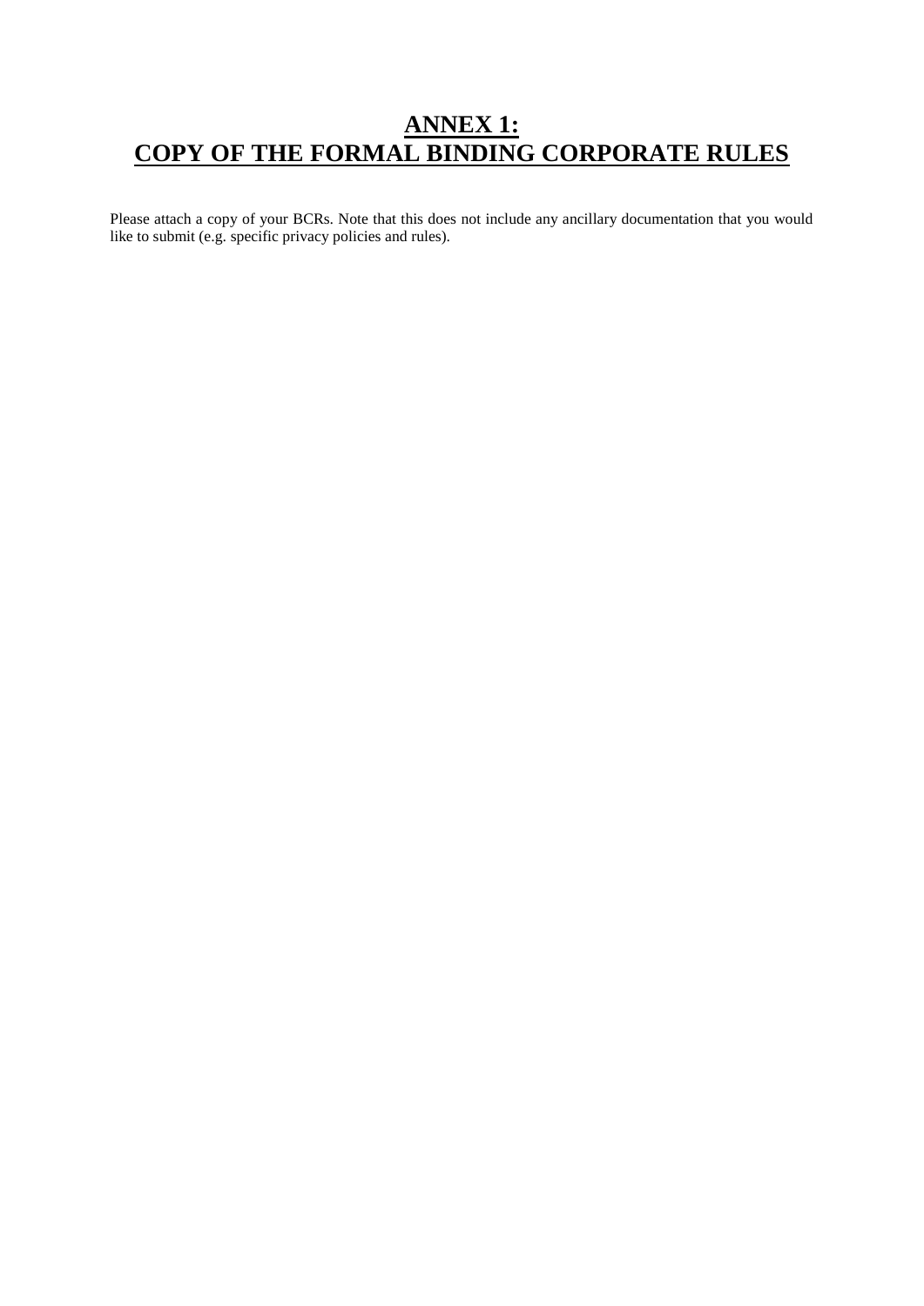# ANNEX 1:
# COPY OF THE FORMAL BINDING CORPORATE RULES

Please attach a copy of your BCRs. Note that this does not include any ancillary documentation that you would like to submit (e.g. specific privacy policies and rules).